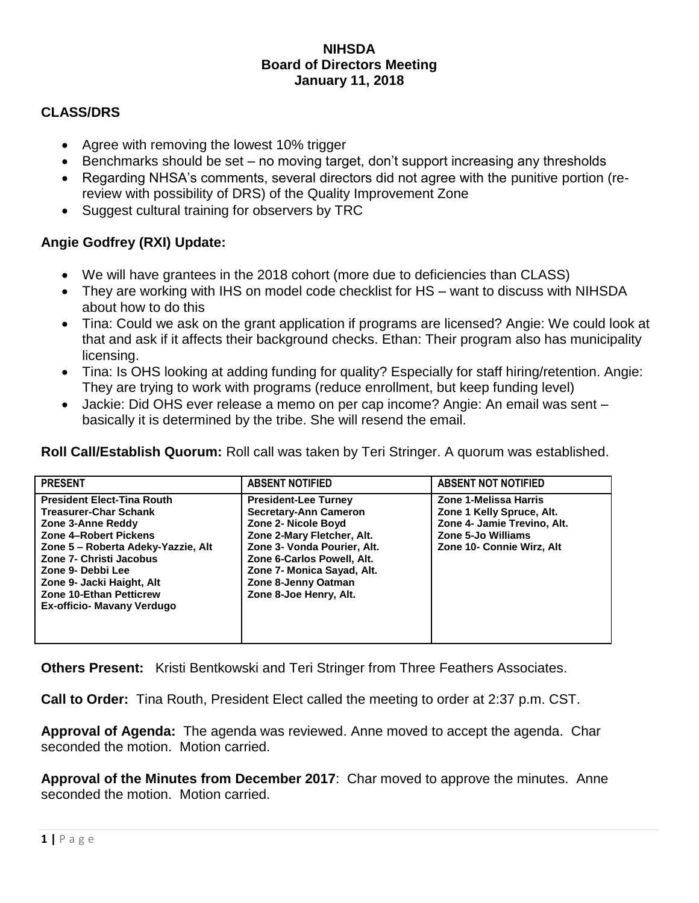# NIHSDA
## Board of Directors Meeting
### January 11, 2018

**CLASS/DRS**

- Agree with removing the lowest 10% trigger
- Benchmarks should be set – no moving target, don't support increasing any thresholds
- Regarding NHSA's comments, several directors did not agree with the punitive portion (re-review with possibility of DRS) of the Quality Improvement Zone
- Suggest cultural training for observers by TRC

**Angie Godfrey (RXI) Update:**

- We will have grantees in the 2018 cohort (more due to deficiencies than CLASS)
- They are working with IHS on model code checklist for HS – want to discuss with NIHSDA about how to do this
- Tina: Could we ask on the grant application if programs are licensed? Angie: We could look at that and ask if it affects their background checks. Ethan: Their program also has municipality licensing.
- Tina: Is OHS looking at adding funding for quality? Especially for staff hiring/retention. Angie: They are trying to work with programs (reduce enrollment, but keep funding level)
- Jackie: Did OHS ever release a memo on per cap income? Angie: An email was sent – basically it is determined by the tribe. She will resend the email.

**Roll Call/Establish Quorum:** Roll call was taken by Teri Stringer. A quorum was established.

| PRESENT | ABSENT NOTIFIED | ABSENT NOT NOTIFIED |
|---|---|---|
| President Elect-Tina Routh<br>Treasurer-Char Schank<br>Zone 3-Anne Reddy<br>Zone 4–Robert Pickens<br>Zone 5 – Roberta Adeky-Yazzie, Alt<br>Zone 7- Christi Jacobus<br>Zone 9- Debbi Lee<br>Zone 9- Jacki Haight, Alt<br>Zone 10-Ethan Petticrew<br>Ex-officio- Mavany Verdugo | President-Lee Turney<br>Secretary-Ann Cameron<br>Zone 2- Nicole Boyd<br>Zone 2-Mary Fletcher, Alt.<br>Zone 3- Vonda Pourier, Alt.<br>Zone 6-Carlos Powell, Alt.<br>Zone 7- Monica Sayad, Alt.<br>Zone 8-Jenny Oatman<br>Zone 8-Joe Henry, Alt. | Zone 1-Melissa Harris<br>Zone 1 Kelly Spruce, Alt.<br>Zone 4- Jamie Trevino, Alt.<br>Zone 5-Jo Williams<br>Zone 10- Connie Wirz, Alt |

**Others Present:** Kristi Bentkowski and Teri Stringer from Three Feathers Associates.

**Call to Order:** Tina Routh, President Elect called the meeting to order at 2:37 p.m. CST.

**Approval of Agenda:** The agenda was reviewed. Anne moved to accept the agenda. Char seconded the motion. Motion carried.

**Approval of the Minutes from December 2017**: Char moved to approve the minutes. Anne seconded the motion. Motion carried.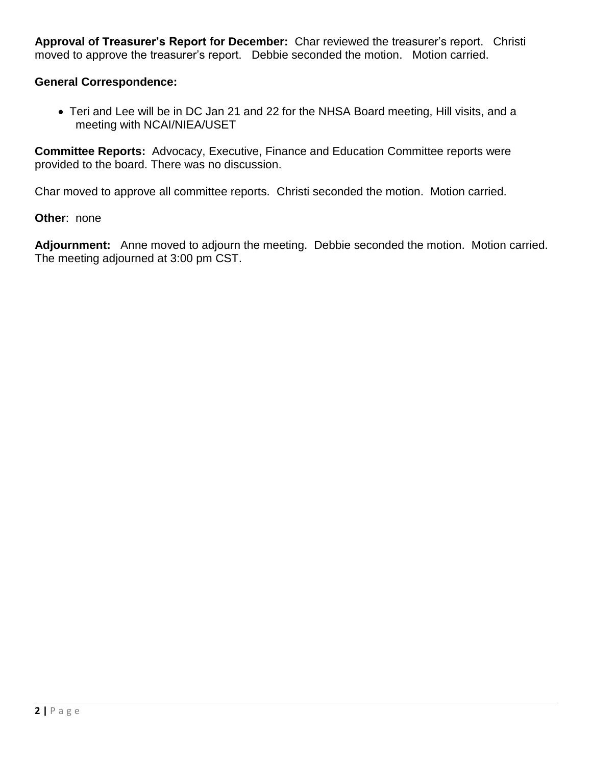**Approval of Treasurer's Report for December:** Char reviewed the treasurer's report. Christi moved to approve the treasurer's report. Debbie seconded the motion. Motion carried.

**General Correspondence:**

- Teri and Lee will be in DC Jan 21 and 22 for the NHSA Board meeting, Hill visits, and a meeting with NCAI/NIEA/USET

**Committee Reports:** Advocacy, Executive, Finance and Education Committee reports were provided to the board. There was no discussion.

Char moved to approve all committee reports. Christi seconded the motion. Motion carried.

**Other**: none

**Adjournment:** Anne moved to adjourn the meeting. Debbie seconded the motion. Motion carried. The meeting adjourned at 3:00 pm CST.